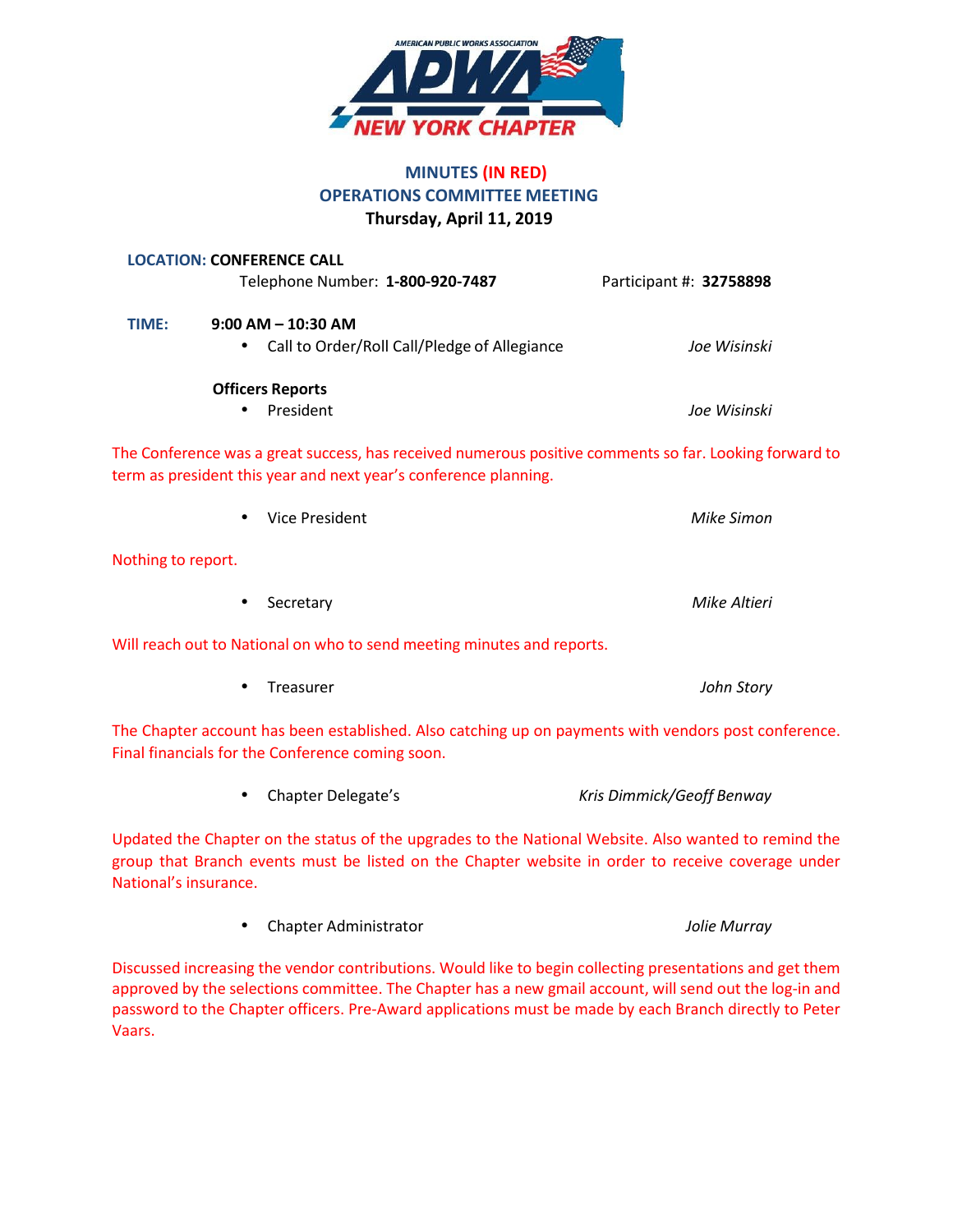AMERICAN PUBLIC WORKS ASSOCIATION
APWA
NEW YORK CHAPTER

# MINUTES (IN RED)
## OPERATIONS COMMITTEE MEETING
**Thursday, April 11, 2019**

**LOCATION: CONFERENCE CALL**

Telephone Number: **1-800-920-7487** Participant #: **32758898**

**TIME:** **9:00 AM – 10:30 AM**

- Call to Order/Roll Call/Pledge of Allegiance — *Joe Wisinski*

**Officers Reports**

- President — *Joe Wisinski*

The Conference was a great success, has received numerous positive comments so far. Looking forward to term as president this year and next year's conference planning.

- Vice President — *Mike Simon*

Nothing to report.

- Secretary — *Mike Altieri*

Will reach out to National on who to send meeting minutes and reports.

- Treasurer — *John Story*

The Chapter account has been established. Also catching up on payments with vendors post conference. Final financials for the Conference coming soon.

- Chapter Delegate's — *Kris Dimmick/Geoff Benway*

Updated the Chapter on the status of the upgrades to the National Website. Also wanted to remind the group that Branch events must be listed on the Chapter website in order to receive coverage under National's insurance.

- Chapter Administrator — *Jolie Murray*

Discussed increasing the vendor contributions. Would like to begin collecting presentations and get them approved by the selections committee. The Chapter has a new gmail account, will send out the log-in and password to the Chapter officers. Pre-Award applications must be made by each Branch directly to Peter Vaars.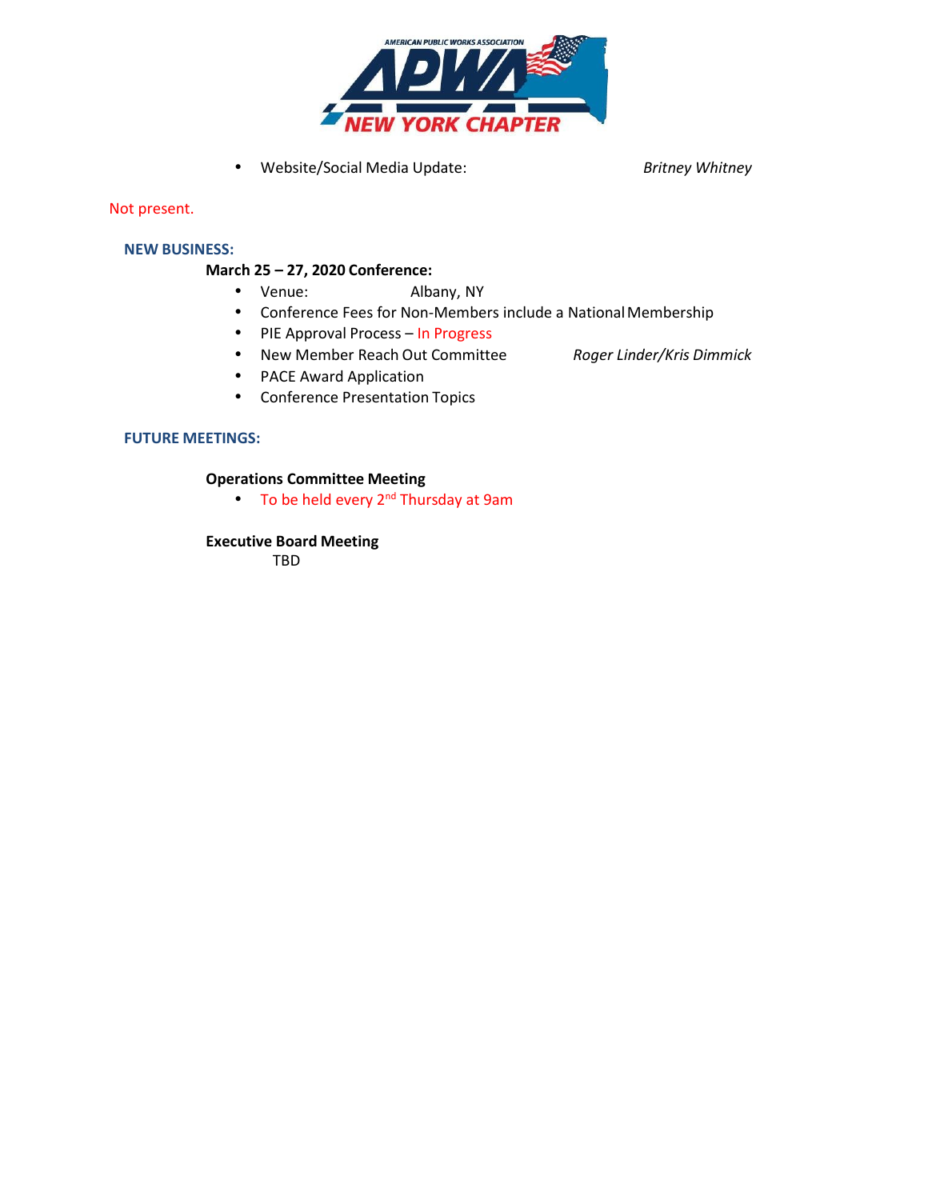- Website/Social Media Update: *Britney Whitney*

Not present.

## NEW BUSINESS:

**March 25 – 27, 2020 Conference:**

- Venue: Albany, NY
- Conference Fees for Non-Members include a National Membership
- PIE Approval Process – In Progress
- New Member Reach Out Committee *Roger Linder/Kris Dimmick*
- PACE Award Application
- Conference Presentation Topics

## FUTURE MEETINGS:

**Operations Committee Meeting**

- To be held every 2nd Thursday at 9am

**Executive Board Meeting**

TBD